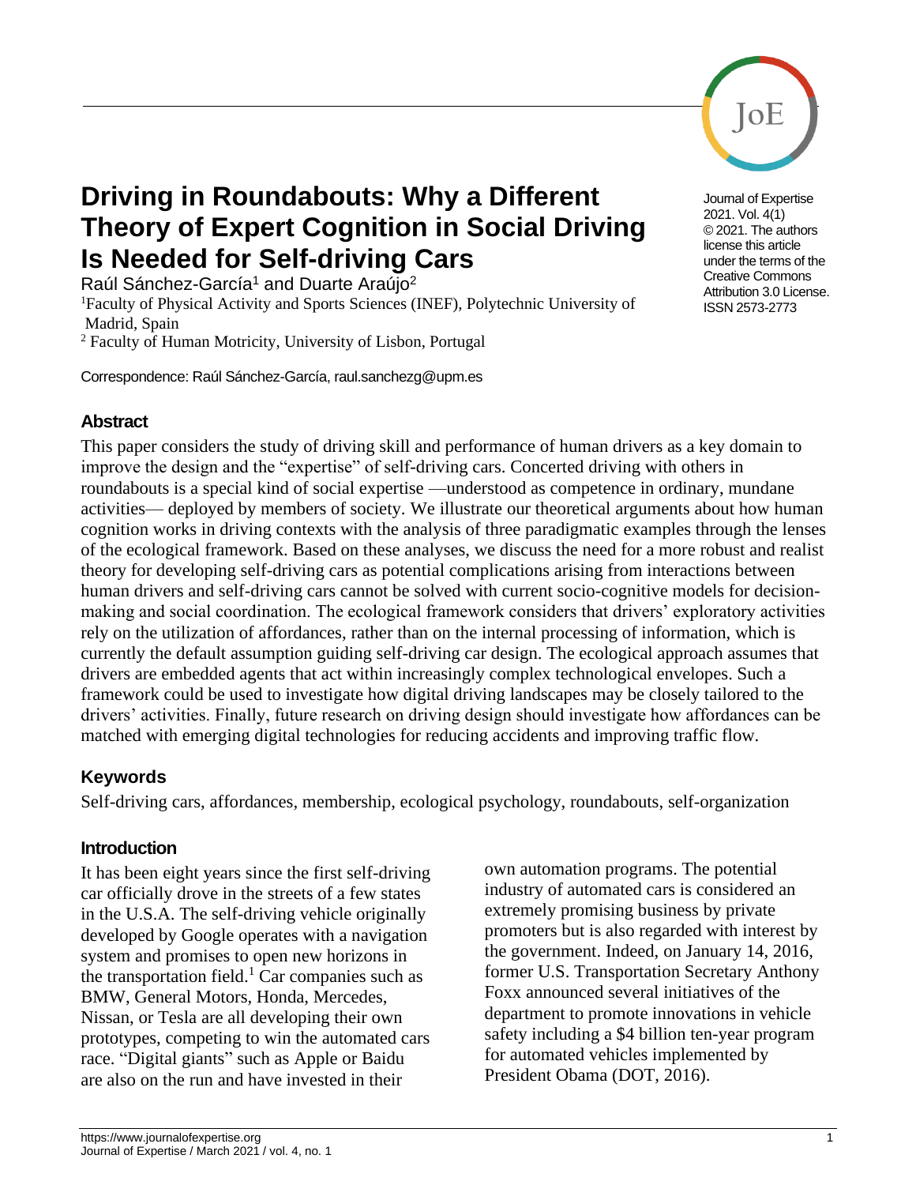# Driving in Roundabouts: Why a Different Theory of Expert Cognition in Social Driving Is Needed for Self-driving Cars

Raúl Sánchez-García[1] and Duarte Araújo[2]

[1]Faculty of Physical Activity and Sports Sciences (INEF), Polytechnic University of Madrid, Spain

[2] Faculty of Human Motricity, University of Lisbon, Portugal

Correspondence: Raúl Sánchez-García, raul.sanchezg@upm.es

Journal of Expertise
2021. Vol. 4(1)
© 2021. The authors license this article under the terms of the Creative Commons Attribution 3.0 License.
ISSN 2573-2773

## Abstract

This paper considers the study of driving skill and performance of human drivers as a key domain to improve the design and the "expertise" of self-driving cars. Concerted driving with others in roundabouts is a special kind of social expertise —understood as competence in ordinary, mundane activities— deployed by members of society. We illustrate our theoretical arguments about how human cognition works in driving contexts with the analysis of three paradigmatic examples through the lenses of the ecological framework. Based on these analyses, we discuss the need for a more robust and realist theory for developing self-driving cars as potential complications arising from interactions between human drivers and self-driving cars cannot be solved with current socio-cognitive models for decision-making and social coordination. The ecological framework considers that drivers' exploratory activities rely on the utilization of affordances, rather than on the internal processing of information, which is currently the default assumption guiding self-driving car design. The ecological approach assumes that drivers are embedded agents that act within increasingly complex technological envelopes. Such a framework could be used to investigate how digital driving landscapes may be closely tailored to the drivers' activities. Finally, future research on driving design should investigate how affordances can be matched with emerging digital technologies for reducing accidents and improving traffic flow.

## Keywords

Self-driving cars, affordances, membership, ecological psychology, roundabouts, self-organization

## Introduction

It has been eight years since the first self-driving car officially drove in the streets of a few states in the U.S.A. The self-driving vehicle originally developed by Google operates with a navigation system and promises to open new horizons in the transportation field.[1] Car companies such as BMW, General Motors, Honda, Mercedes, Nissan, or Tesla are all developing their own prototypes, competing to win the automated cars race. "Digital giants" such as Apple or Baidu are also on the run and have invested in their own automation programs. The potential industry of automated cars is considered an extremely promising business by private promoters but is also regarded with interest by the government. Indeed, on January 14, 2016, former U.S. Transportation Secretary Anthony Foxx announced several initiatives of the department to promote innovations in vehicle safety including a $4 billion ten-year program for automated vehicles implemented by President Obama (DOT, 2016).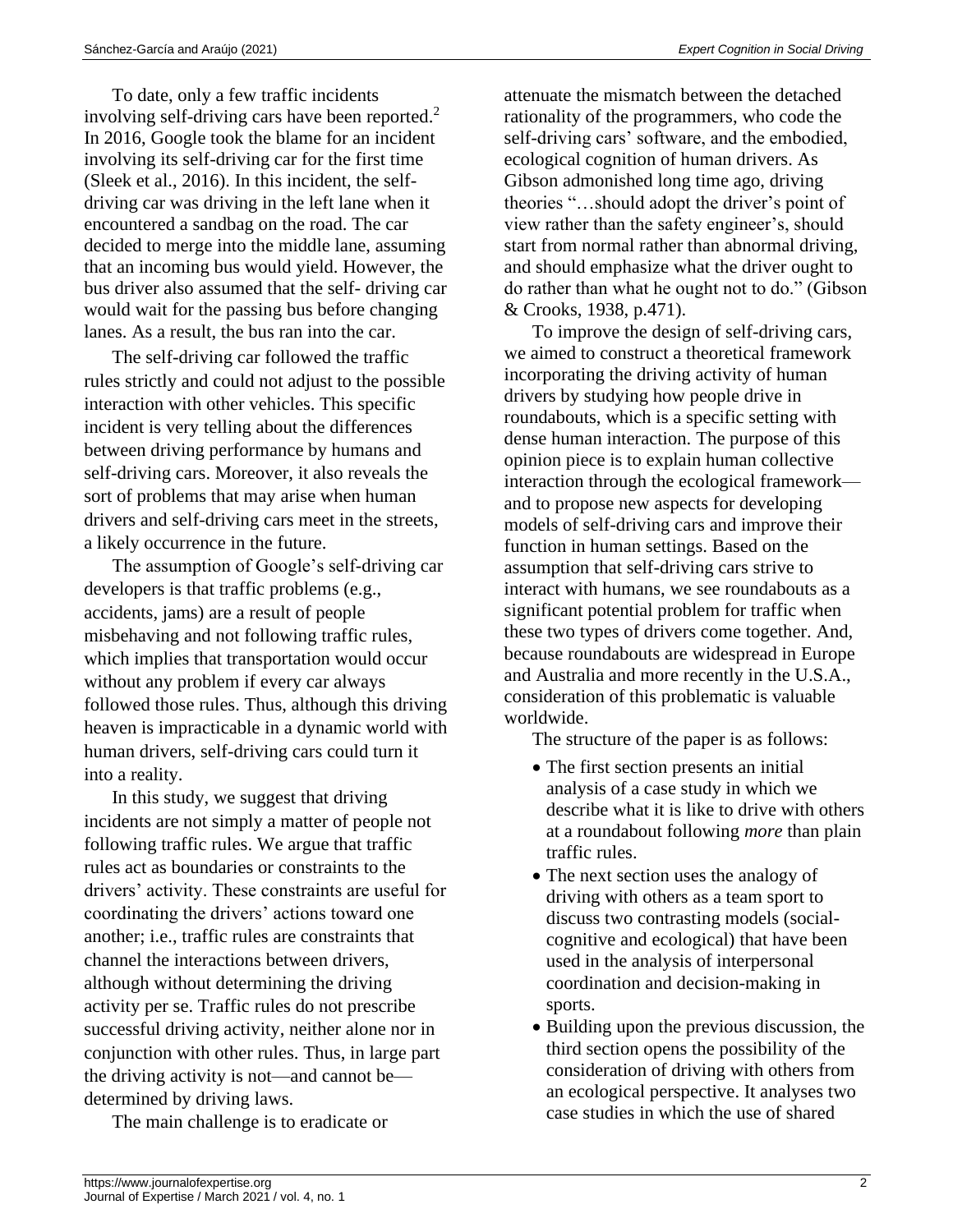To date, only a few traffic incidents involving self-driving cars have been reported.[2] In 2016, Google took the blame for an incident involving its self-driving car for the first time (Sleek et al., 2016). In this incident, the self-driving car was driving in the left lane when it encountered a sandbag on the road. The car decided to merge into the middle lane, assuming that an incoming bus would yield. However, the bus driver also assumed that the self- driving car would wait for the passing bus before changing lanes. As a result, the bus ran into the car.

The self-driving car followed the traffic rules strictly and could not adjust to the possible interaction with other vehicles. This specific incident is very telling about the differences between driving performance by humans and self-driving cars. Moreover, it also reveals the sort of problems that may arise when human drivers and self-driving cars meet in the streets, a likely occurrence in the future.

The assumption of Google's self-driving car developers is that traffic problems (e.g., accidents, jams) are a result of people misbehaving and not following traffic rules, which implies that transportation would occur without any problem if every car always followed those rules. Thus, although this driving heaven is impracticable in a dynamic world with human drivers, self-driving cars could turn it into a reality.

In this study, we suggest that driving incidents are not simply a matter of people not following traffic rules. We argue that traffic rules act as boundaries or constraints to the drivers' activity. These constraints are useful for coordinating the drivers' actions toward one another; i.e., traffic rules are constraints that channel the interactions between drivers, although without determining the driving activity per se. Traffic rules do not prescribe successful driving activity, neither alone nor in conjunction with other rules. Thus, in large part the driving activity is not—and cannot be—determined by driving laws.

The main challenge is to eradicate or attenuate the mismatch between the detached rationality of the programmers, who code the self-driving cars' software, and the embodied, ecological cognition of human drivers. As Gibson admonished long time ago, driving theories "…should adopt the driver's point of view rather than the safety engineer's, should start from normal rather than abnormal driving, and should emphasize what the driver ought to do rather than what he ought not to do." (Gibson & Crooks, 1938, p.471).

To improve the design of self-driving cars, we aimed to construct a theoretical framework incorporating the driving activity of human drivers by studying how people drive in roundabouts, which is a specific setting with dense human interaction. The purpose of this opinion piece is to explain human collective interaction through the ecological framework—and to propose new aspects for developing models of self-driving cars and improve their function in human settings. Based on the assumption that self-driving cars strive to interact with humans, we see roundabouts as a significant potential problem for traffic when these two types of drivers come together. And, because roundabouts are widespread in Europe and Australia and more recently in the U.S.A., consideration of this problematic is valuable worldwide.

The structure of the paper is as follows:

- The first section presents an initial analysis of a case study in which we describe what it is like to drive with others at a roundabout following *more* than plain traffic rules.
- The next section uses the analogy of driving with others as a team sport to discuss two contrasting models (social-cognitive and ecological) that have been used in the analysis of interpersonal coordination and decision-making in sports.
- Building upon the previous discussion, the third section opens the possibility of the consideration of driving with others from an ecological perspective. It analyses two case studies in which the use of shared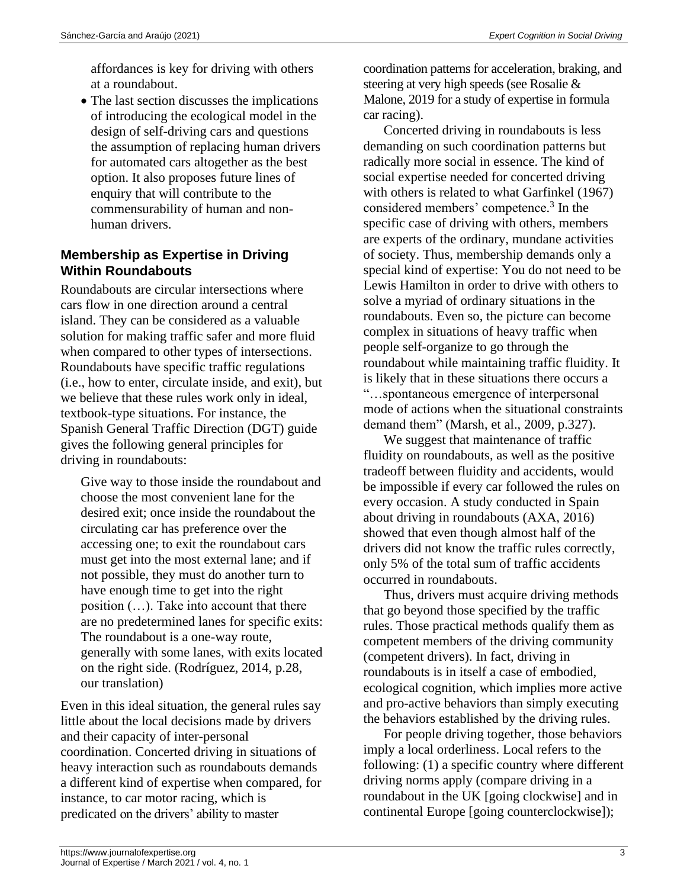affordances is key for driving with others at a roundabout.

- The last section discusses the implications of introducing the ecological model in the design of self-driving cars and questions the assumption of replacing human drivers for automated cars altogether as the best option. It also proposes future lines of enquiry that will contribute to the commensurability of human and non-human drivers.

## Membership as Expertise in Driving Within Roundabouts

Roundabouts are circular intersections where cars flow in one direction around a central island. They can be considered as a valuable solution for making traffic safer and more fluid when compared to other types of intersections. Roundabouts have specific traffic regulations (i.e., how to enter, circulate inside, and exit), but we believe that these rules work only in ideal, textbook-type situations. For instance, the Spanish General Traffic Direction (DGT) guide gives the following general principles for driving in roundabouts:

> Give way to those inside the roundabout and choose the most convenient lane for the desired exit; once inside the roundabout the circulating car has preference over the accessing one; to exit the roundabout cars must get into the most external lane; and if not possible, they must do another turn to have enough time to get into the right position (…). Take into account that there are no predetermined lanes for specific exits: The roundabout is a one-way route, generally with some lanes, with exits located on the right side. (Rodríguez, 2014, p.28, our translation)

Even in this ideal situation, the general rules say little about the local decisions made by drivers and their capacity of inter-personal coordination. Concerted driving in situations of heavy interaction such as roundabouts demands a different kind of expertise when compared, for instance, to car motor racing, which is predicated on the drivers' ability to master coordination patterns for acceleration, braking, and steering at very high speeds (see Rosalie & Malone, 2019 for a study of expertise in formula car racing).

Concerted driving in roundabouts is less demanding on such coordination patterns but radically more social in essence. The kind of social expertise needed for concerted driving with others is related to what Garfinkel (1967) considered members' competence.[3] In the specific case of driving with others, members are experts of the ordinary, mundane activities of society. Thus, membership demands only a special kind of expertise: You do not need to be Lewis Hamilton in order to drive with others to solve a myriad of ordinary situations in the roundabouts. Even so, the picture can become complex in situations of heavy traffic when people self-organize to go through the roundabout while maintaining traffic fluidity. It is likely that in these situations there occurs a "…spontaneous emergence of interpersonal mode of actions when the situational constraints demand them" (Marsh, et al., 2009, p.327).

We suggest that maintenance of traffic fluidity on roundabouts, as well as the positive tradeoff between fluidity and accidents, would be impossible if every car followed the rules on every occasion. A study conducted in Spain about driving in roundabouts (AXA, 2016) showed that even though almost half of the drivers did not know the traffic rules correctly, only 5% of the total sum of traffic accidents occurred in roundabouts.

Thus, drivers must acquire driving methods that go beyond those specified by the traffic rules. Those practical methods qualify them as competent members of the driving community (competent drivers). In fact, driving in roundabouts is in itself a case of embodied, ecological cognition, which implies more active and pro-active behaviors than simply executing the behaviors established by the driving rules.

For people driving together, those behaviors imply a local orderliness. Local refers to the following: (1) a specific country where different driving norms apply (compare driving in a roundabout in the UK [going clockwise] and in continental Europe [going counterclockwise]);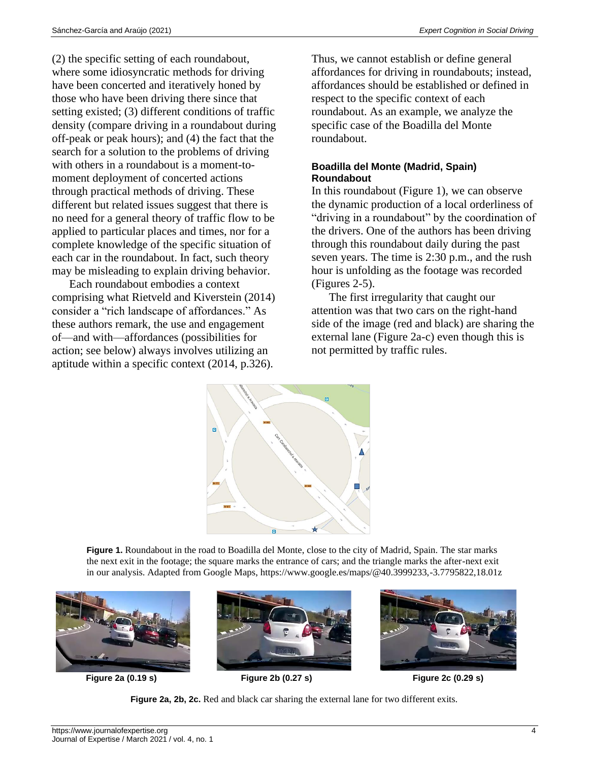(2) the specific setting of each roundabout, where some idiosyncratic methods for driving have been concerted and iteratively honed by those who have been driving there since that setting existed; (3) different conditions of traffic density (compare driving in a roundabout during off-peak or peak hours); and (4) the fact that the search for a solution to the problems of driving with others in a roundabout is a moment-to-moment deployment of concerted actions through practical methods of driving. These different but related issues suggest that there is no need for a general theory of traffic flow to be applied to particular places and times, nor for a complete knowledge of the specific situation of each car in the roundabout. In fact, such theory may be misleading to explain driving behavior.

Each roundabout embodies a context comprising what Rietveld and Kiverstein (2014) consider a "rich landscape of affordances." As these authors remark, the use and engagement of—and with—affordances (possibilities for action; see below) always involves utilizing an aptitude within a specific context (2014, p.326). Thus, we cannot establish or define general affordances for driving in roundabouts; instead, affordances should be established or defined in respect to the specific context of each roundabout. As an example, we analyze the specific case of the Boadilla del Monte roundabout.

### Boadilla del Monte (Madrid, Spain) Roundabout

In this roundabout (Figure 1), we can observe the dynamic production of a local orderliness of "driving in a roundabout" by the coordination of the drivers. One of the authors has been driving through this roundabout daily during the past seven years. The time is 2:30 p.m., and the rush hour is unfolding as the footage was recorded (Figures 2-5).

The first irregularity that caught our attention was that two cars on the right-hand side of the image (red and black) are sharing the external lane (Figure 2a-c) even though this is not permitted by traffic rules.

**Figure 1.** Roundabout in the road to Boadilla del Monte, close to the city of Madrid, Spain. The star marks the next exit in the footage; the square marks the entrance of cars; and the triangle marks the after-next exit in our analysis. Adapted from Google Maps, https://www.google.es/maps/@40.3999233,-3.7795822,18.01z

**Figure 2a (0.19 s)** **Figure 2b (0.27 s)** **Figure 2c (0.29 s)**

**Figure 2a, 2b, 2c.** Red and black car sharing the external lane for two different exits.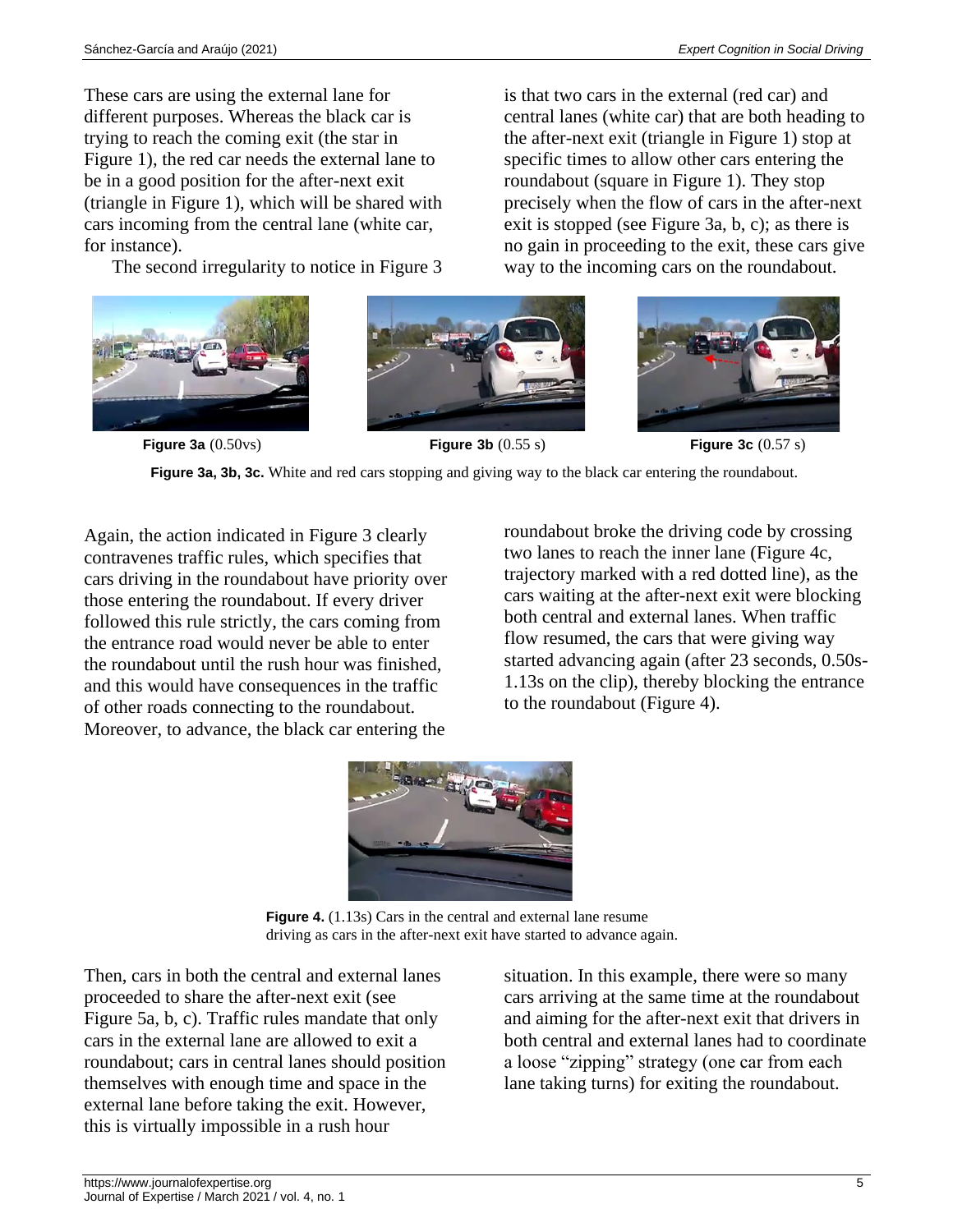These cars are using the external lane for different purposes. Whereas the black car is trying to reach the coming exit (the star in Figure 1), the red car needs the external lane to be in a good position for the after-next exit (triangle in Figure 1), which will be shared with cars incoming from the central lane (white car, for instance).

The second irregularity to notice in Figure 3 is that two cars in the external (red car) and central lanes (white car) that are both heading to the after-next exit (triangle in Figure 1) stop at specific times to allow other cars entering the roundabout (square in Figure 1). They stop precisely when the flow of cars in the after-next exit is stopped (see Figure 3a, b, c); as there is no gain in proceeding to the exit, these cars give way to the incoming cars on the roundabout.

**Figure 3a** (0.50vs) **Figure 3b** (0.55 s) **Figure 3c** (0.57 s)

**Figure 3a, 3b, 3c.** White and red cars stopping and giving way to the black car entering the roundabout.

Again, the action indicated in Figure 3 clearly contravenes traffic rules, which specifies that cars driving in the roundabout have priority over those entering the roundabout. If every driver followed this rule strictly, the cars coming from the entrance road would never be able to enter the roundabout until the rush hour was finished, and this would have consequences in the traffic of other roads connecting to the roundabout. Moreover, to advance, the black car entering the roundabout broke the driving code by crossing two lanes to reach the inner lane (Figure 4c, trajectory marked with a red dotted line), as the cars waiting at the after-next exit were blocking both central and external lanes. When traffic flow resumed, the cars that were giving way started advancing again (after 23 seconds, 0.50s-1.13s on the clip), thereby blocking the entrance to the roundabout (Figure 4).

**Figure 4.** (1.13s) Cars in the central and external lane resume driving as cars in the after-next exit have started to advance again.

Then, cars in both the central and external lanes proceeded to share the after-next exit (see Figure 5a, b, c). Traffic rules mandate that only cars in the external lane are allowed to exit a roundabout; cars in central lanes should position themselves with enough time and space in the external lane before taking the exit. However, this is virtually impossible in a rush hour situation. In this example, there were so many cars arriving at the same time at the roundabout and aiming for the after-next exit that drivers in both central and external lanes had to coordinate a loose "zipping" strategy (one car from each lane taking turns) for exiting the roundabout.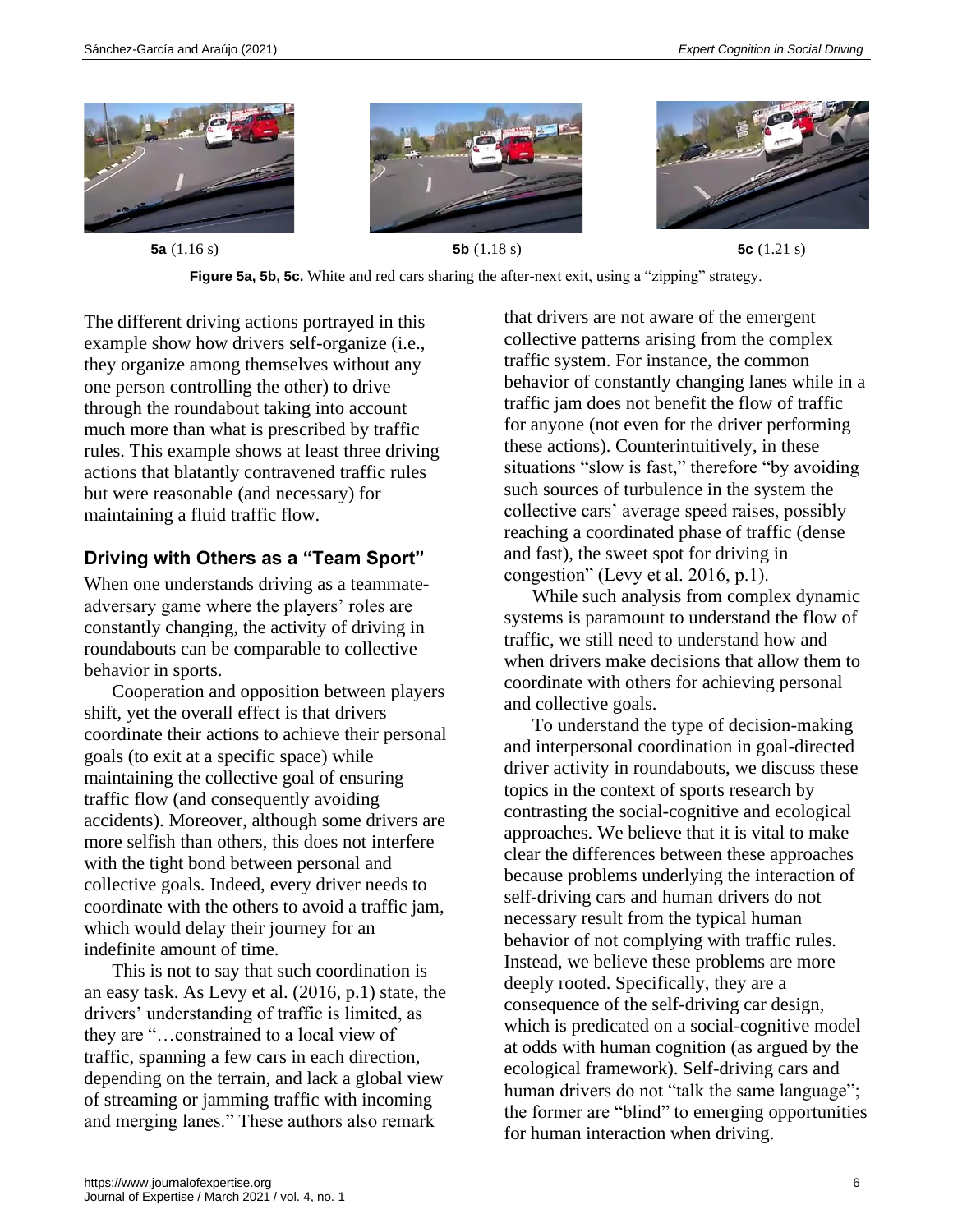**5a** (1.16 s) **5b** (1.18 s) **5c** (1.21 s)

**Figure 5a, 5b, 5c.** White and red cars sharing the after-next exit, using a "zipping" strategy.

The different driving actions portrayed in this example show how drivers self-organize (i.e., they organize among themselves without any one person controlling the other) to drive through the roundabout taking into account much more than what is prescribed by traffic rules. This example shows at least three driving actions that blatantly contravened traffic rules but were reasonable (and necessary) for maintaining a fluid traffic flow.

## Driving with Others as a "Team Sport"

When one understands driving as a teammate-adversary game where the players' roles are constantly changing, the activity of driving in roundabouts can be comparable to collective behavior in sports.

Cooperation and opposition between players shift, yet the overall effect is that drivers coordinate their actions to achieve their personal goals (to exit at a specific space) while maintaining the collective goal of ensuring traffic flow (and consequently avoiding accidents). Moreover, although some drivers are more selfish than others, this does not interfere with the tight bond between personal and collective goals. Indeed, every driver needs to coordinate with the others to avoid a traffic jam, which would delay their journey for an indefinite amount of time.

This is not to say that such coordination is an easy task. As Levy et al. (2016, p.1) state, the drivers' understanding of traffic is limited, as they are "…constrained to a local view of traffic, spanning a few cars in each direction, depending on the terrain, and lack a global view of streaming or jamming traffic with incoming and merging lanes." These authors also remark that drivers are not aware of the emergent collective patterns arising from the complex traffic system. For instance, the common behavior of constantly changing lanes while in a traffic jam does not benefit the flow of traffic for anyone (not even for the driver performing these actions). Counterintuitively, in these situations "slow is fast," therefore "by avoiding such sources of turbulence in the system the collective cars' average speed raises, possibly reaching a coordinated phase of traffic (dense and fast), the sweet spot for driving in congestion" (Levy et al. 2016, p.1).

While such analysis from complex dynamic systems is paramount to understand the flow of traffic, we still need to understand how and when drivers make decisions that allow them to coordinate with others for achieving personal and collective goals.

To understand the type of decision-making and interpersonal coordination in goal-directed driver activity in roundabouts, we discuss these topics in the context of sports research by contrasting the social-cognitive and ecological approaches. We believe that it is vital to make clear the differences between these approaches because problems underlying the interaction of self-driving cars and human drivers do not necessary result from the typical human behavior of not complying with traffic rules. Instead, we believe these problems are more deeply rooted. Specifically, they are a consequence of the self-driving car design, which is predicated on a social-cognitive model at odds with human cognition (as argued by the ecological framework). Self-driving cars and human drivers do not "talk the same language"; the former are "blind" to emerging opportunities for human interaction when driving.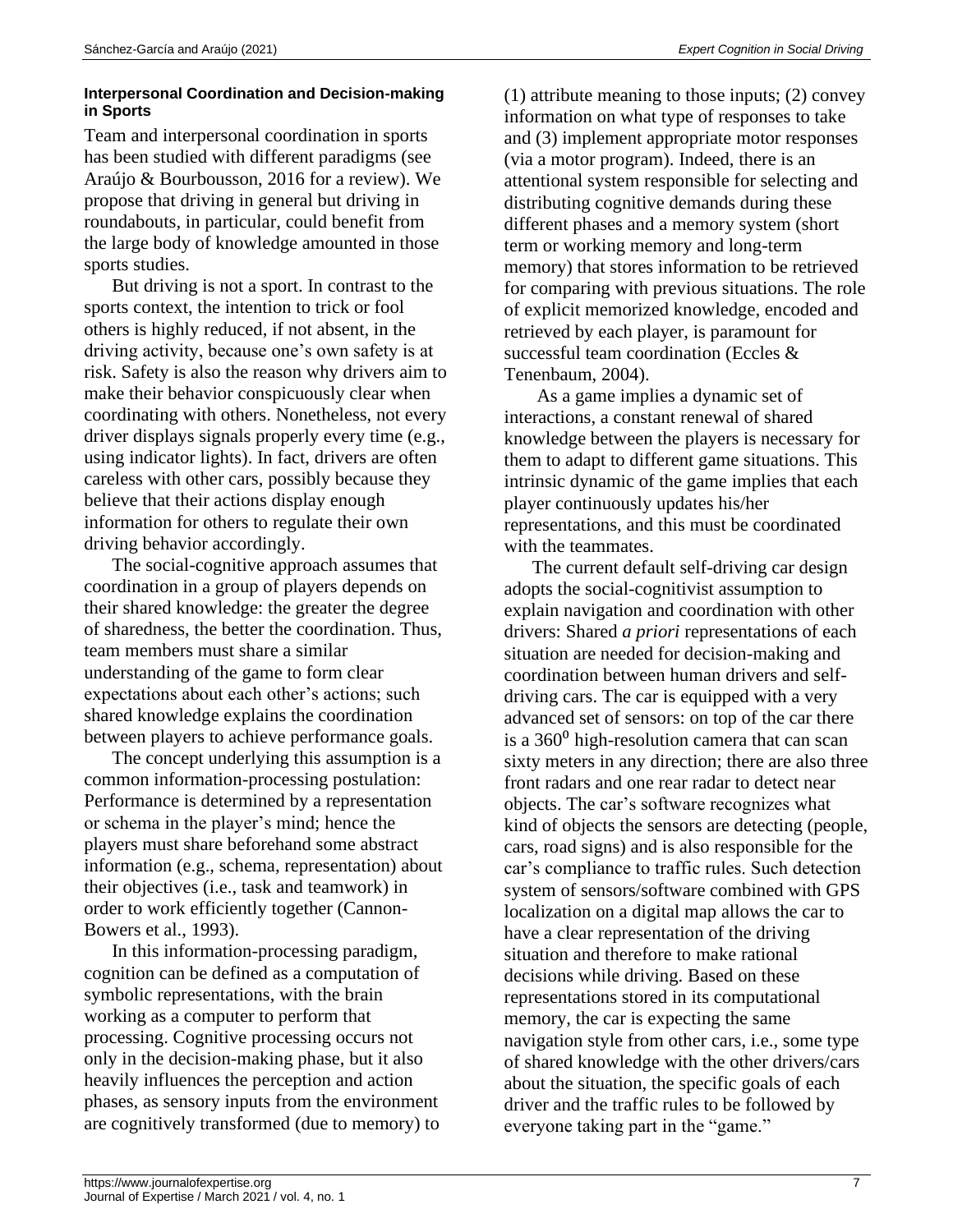### Interpersonal Coordination and Decision-making in Sports

Team and interpersonal coordination in sports has been studied with different paradigms (see Araújo & Bourbousson, 2016 for a review). We propose that driving in general but driving in roundabouts, in particular, could benefit from the large body of knowledge amounted in those sports studies.

But driving is not a sport. In contrast to the sports context, the intention to trick or fool others is highly reduced, if not absent, in the driving activity, because one's own safety is at risk. Safety is also the reason why drivers aim to make their behavior conspicuously clear when coordinating with others. Nonetheless, not every driver displays signals properly every time (e.g., using indicator lights). In fact, drivers are often careless with other cars, possibly because they believe that their actions display enough information for others to regulate their own driving behavior accordingly.

The social-cognitive approach assumes that coordination in a group of players depends on their shared knowledge: the greater the degree of sharedness, the better the coordination. Thus, team members must share a similar understanding of the game to form clear expectations about each other's actions; such shared knowledge explains the coordination between players to achieve performance goals.

The concept underlying this assumption is a common information-processing postulation: Performance is determined by a representation or schema in the player's mind; hence the players must share beforehand some abstract information (e.g., schema, representation) about their objectives (i.e., task and teamwork) in order to work efficiently together (Cannon-Bowers et al., 1993).

In this information-processing paradigm, cognition can be defined as a computation of symbolic representations, with the brain working as a computer to perform that processing. Cognitive processing occurs not only in the decision-making phase, but it also heavily influences the perception and action phases, as sensory inputs from the environment are cognitively transformed (due to memory) to (1) attribute meaning to those inputs; (2) convey information on what type of responses to take and (3) implement appropriate motor responses (via a motor program). Indeed, there is an attentional system responsible for selecting and distributing cognitive demands during these different phases and a memory system (short term or working memory and long-term memory) that stores information to be retrieved for comparing with previous situations. The role of explicit memorized knowledge, encoded and retrieved by each player, is paramount for successful team coordination (Eccles & Tenenbaum, 2004).

As a game implies a dynamic set of interactions, a constant renewal of shared knowledge between the players is necessary for them to adapt to different game situations. This intrinsic dynamic of the game implies that each player continuously updates his/her representations, and this must be coordinated with the teammates.

The current default self-driving car design adopts the social-cognitivist assumption to explain navigation and coordination with other drivers: Shared *a priori* representations of each situation are needed for decision-making and coordination between human drivers and self-driving cars. The car is equipped with a very advanced set of sensors: on top of the car there is a $360^0$ high-resolution camera that can scan sixty meters in any direction; there are also three front radars and one rear radar to detect near objects. The car's software recognizes what kind of objects the sensors are detecting (people, cars, road signs) and is also responsible for the car's compliance to traffic rules. Such detection system of sensors/software combined with GPS localization on a digital map allows the car to have a clear representation of the driving situation and therefore to make rational decisions while driving. Based on these representations stored in its computational memory, the car is expecting the same navigation style from other cars, i.e., some type of shared knowledge with the other drivers/cars about the situation, the specific goals of each driver and the traffic rules to be followed by everyone taking part in the "game."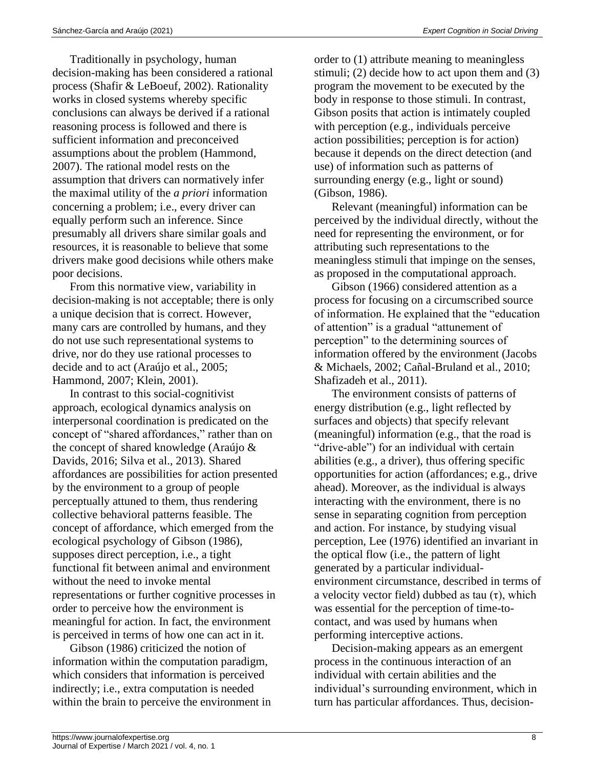Traditionally in psychology, human decision-making has been considered a rational process (Shafir & LeBoeuf, 2002). Rationality works in closed systems whereby specific conclusions can always be derived if a rational reasoning process is followed and there is sufficient information and preconceived assumptions about the problem (Hammond, 2007). The rational model rests on the assumption that drivers can normatively infer the maximal utility of the *a priori* information concerning a problem; i.e., every driver can equally perform such an inference. Since presumably all drivers share similar goals and resources, it is reasonable to believe that some drivers make good decisions while others make poor decisions.

From this normative view, variability in decision-making is not acceptable; there is only a unique decision that is correct. However, many cars are controlled by humans, and they do not use such representational systems to drive, nor do they use rational processes to decide and to act (Araújo et al., 2005; Hammond, 2007; Klein, 2001).

In contrast to this social-cognitivist approach, ecological dynamics analysis on interpersonal coordination is predicated on the concept of "shared affordances," rather than on the concept of shared knowledge (Araújo & Davids, 2016; Silva et al., 2013). Shared affordances are possibilities for action presented by the environment to a group of people perceptually attuned to them, thus rendering collective behavioral patterns feasible. The concept of affordance, which emerged from the ecological psychology of Gibson (1986), supposes direct perception, i.e., a tight functional fit between animal and environment without the need to invoke mental representations or further cognitive processes in order to perceive how the environment is meaningful for action. In fact, the environment is perceived in terms of how one can act in it.

Gibson (1986) criticized the notion of information within the computation paradigm, which considers that information is perceived indirectly; i.e., extra computation is needed within the brain to perceive the environment in order to (1) attribute meaning to meaningless stimuli; (2) decide how to act upon them and (3) program the movement to be executed by the body in response to those stimuli. In contrast, Gibson posits that action is intimately coupled with perception (e.g., individuals perceive action possibilities; perception is for action) because it depends on the direct detection (and use) of information such as patterns of surrounding energy (e.g., light or sound) (Gibson, 1986).

Relevant (meaningful) information can be perceived by the individual directly, without the need for representing the environment, or for attributing such representations to the meaningless stimuli that impinge on the senses, as proposed in the computational approach.

Gibson (1966) considered attention as a process for focusing on a circumscribed source of information. He explained that the "education of attention" is a gradual "attunement of perception" to the determining sources of information offered by the environment (Jacobs & Michaels, 2002; Cañal-Bruland et al., 2010; Shafizadeh et al., 2011).

The environment consists of patterns of energy distribution (e.g., light reflected by surfaces and objects) that specify relevant (meaningful) information (e.g., that the road is "drive-able") for an individual with certain abilities (e.g., a driver), thus offering specific opportunities for action (affordances; e.g., drive ahead). Moreover, as the individual is always interacting with the environment, there is no sense in separating cognition from perception and action. For instance, by studying visual perception, Lee (1976) identified an invariant in the optical flow (i.e., the pattern of light generated by a particular individual-environment circumstance, described in terms of a velocity vector field) dubbed as tau ($\tau$), which was essential for the perception of time-to-contact, and was used by humans when performing interceptive actions.

Decision-making appears as an emergent process in the continuous interaction of an individual with certain abilities and the individual's surrounding environment, which in turn has particular affordances. Thus, decision-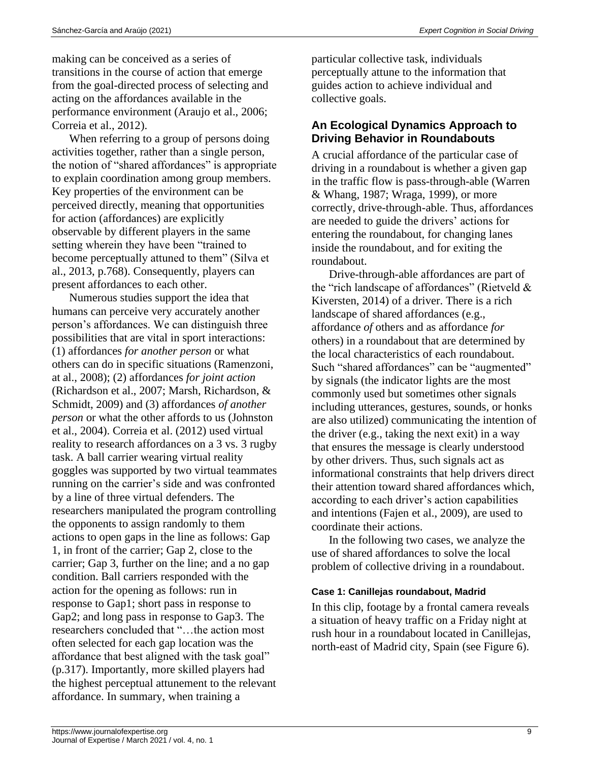making can be conceived as a series of transitions in the course of action that emerge from the goal-directed process of selecting and acting on the affordances available in the performance environment (Araujo et al., 2006; Correia et al., 2012).

When referring to a group of persons doing activities together, rather than a single person, the notion of "shared affordances" is appropriate to explain coordination among group members. Key properties of the environment can be perceived directly, meaning that opportunities for action (affordances) are explicitly observable by different players in the same setting wherein they have been "trained to become perceptually attuned to them" (Silva et al., 2013, p.768). Consequently, players can present affordances to each other.

Numerous studies support the idea that humans can perceive very accurately another person's affordances. We can distinguish three possibilities that are vital in sport interactions: (1) affordances *for another person* or what others can do in specific situations (Ramenzoni, at al., 2008); (2) affordances *for joint action* (Richardson et al., 2007; Marsh, Richardson, & Schmidt, 2009) and (3) affordances *of another person* or what the other affords to us (Johnston et al., 2004). Correia et al. (2012) used virtual reality to research affordances on a 3 vs. 3 rugby task. A ball carrier wearing virtual reality goggles was supported by two virtual teammates running on the carrier's side and was confronted by a line of three virtual defenders. The researchers manipulated the program controlling the opponents to assign randomly to them actions to open gaps in the line as follows: Gap 1, in front of the carrier; Gap 2, close to the carrier; Gap 3, further on the line; and a no gap condition. Ball carriers responded with the action for the opening as follows: run in response to Gap1; short pass in response to Gap2; and long pass in response to Gap3. The researchers concluded that "…the action most often selected for each gap location was the affordance that best aligned with the task goal" (p.317). Importantly, more skilled players had the highest perceptual attunement to the relevant affordance. In summary, when training a particular collective task, individuals perceptually attune to the information that guides action to achieve individual and collective goals.

## An Ecological Dynamics Approach to Driving Behavior in Roundabouts

A crucial affordance of the particular case of driving in a roundabout is whether a given gap in the traffic flow is pass-through-able (Warren & Whang, 1987; Wraga, 1999), or more correctly, drive-through-able. Thus, affordances are needed to guide the drivers' actions for entering the roundabout, for changing lanes inside the roundabout, and for exiting the roundabout.

Drive-through-able affordances are part of the "rich landscape of affordances" (Rietveld & Kiversten, 2014) of a driver. There is a rich landscape of shared affordances (e.g., affordance *of* others and as affordance *for* others) in a roundabout that are determined by the local characteristics of each roundabout. Such "shared affordances" can be "augmented" by signals (the indicator lights are the most commonly used but sometimes other signals including utterances, gestures, sounds, or honks are also utilized) communicating the intention of the driver (e.g., taking the next exit) in a way that ensures the message is clearly understood by other drivers. Thus, such signals act as informational constraints that help drivers direct their attention toward shared affordances which, according to each driver's action capabilities and intentions (Fajen et al., 2009), are used to coordinate their actions.

In the following two cases, we analyze the use of shared affordances to solve the local problem of collective driving in a roundabout.

#### Case 1: Canillejas roundabout, Madrid

In this clip, footage by a frontal camera reveals a situation of heavy traffic on a Friday night at rush hour in a roundabout located in Canillejas, north-east of Madrid city, Spain (see Figure 6).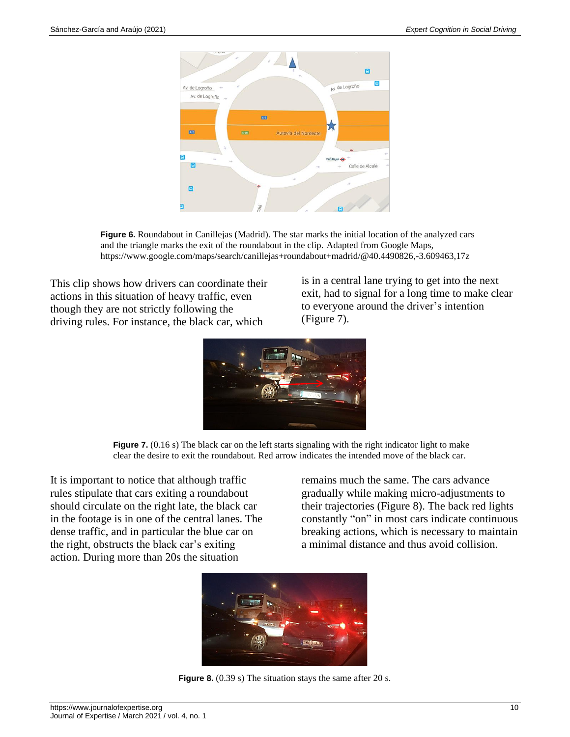**Figure 6.** Roundabout in Canillejas (Madrid). The star marks the initial location of the analyzed cars and the triangle marks the exit of the roundabout in the clip. Adapted from Google Maps, https://www.google.com/maps/search/canillejas+roundabout+madrid/@40.4490826,-3.609463,17z

This clip shows how drivers can coordinate their actions in this situation of heavy traffic, even though they are not strictly following the driving rules. For instance, the black car, which is in a central lane trying to get into the next exit, had to signal for a long time to make clear to everyone around the driver's intention (Figure 7).

**Figure 7.** (0.16 s) The black car on the left starts signaling with the right indicator light to make clear the desire to exit the roundabout. Red arrow indicates the intended move of the black car.

It is important to notice that although traffic rules stipulate that cars exiting a roundabout should circulate on the right late, the black car in the footage is in one of the central lanes. The dense traffic, and in particular the blue car on the right, obstructs the black car's exiting action. During more than 20s the situation remains much the same. The cars advance gradually while making micro-adjustments to their trajectories (Figure 8). The back red lights constantly "on" in most cars indicate continuous breaking actions, which is necessary to maintain a minimal distance and thus avoid collision.

**Figure 8.** (0.39 s) The situation stays the same after 20 s.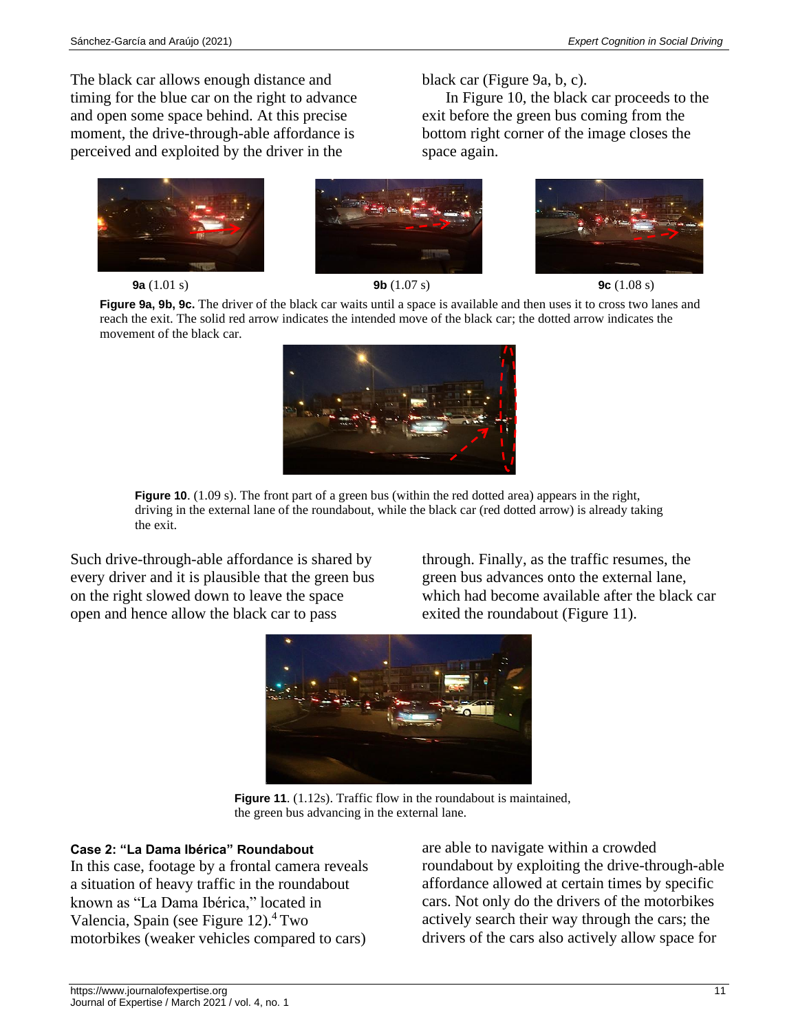The black car allows enough distance and timing for the blue car on the right to advance and open some space behind. At this precise moment, the drive-through-able affordance is perceived and exploited by the driver in the black car (Figure 9a, b, c).

In Figure 10, the black car proceeds to the exit before the green bus coming from the bottom right corner of the image closes the space again.

**9a** (1.01 s) **9b** (1.07 s) **9c** (1.08 s)

**Figure 9a, 9b, 9c.** The driver of the black car waits until a space is available and then uses it to cross two lanes and reach the exit. The solid red arrow indicates the intended move of the black car; the dotted arrow indicates the movement of the black car.

**Figure 10**. (1.09 s). The front part of a green bus (within the red dotted area) appears in the right, driving in the external lane of the roundabout, while the black car (red dotted arrow) is already taking the exit.

Such drive-through-able affordance is shared by every driver and it is plausible that the green bus on the right slowed down to leave the space open and hence allow the black car to pass through. Finally, as the traffic resumes, the green bus advances onto the external lane, which had become available after the black car exited the roundabout (Figure 11).

**Figure 11**. (1.12s). Traffic flow in the roundabout is maintained, the green bus advancing in the external lane.

### Case 2: "La Dama Ibérica" Roundabout

In this case, footage by a frontal camera reveals a situation of heavy traffic in the roundabout known as "La Dama Ibérica," located in Valencia, Spain (see Figure 12).[4] Two motorbikes (weaker vehicles compared to cars) are able to navigate within a crowded roundabout by exploiting the drive-through-able affordance allowed at certain times by specific cars. Not only do the drivers of the motorbikes actively search their way through the cars; the drivers of the cars also actively allow space for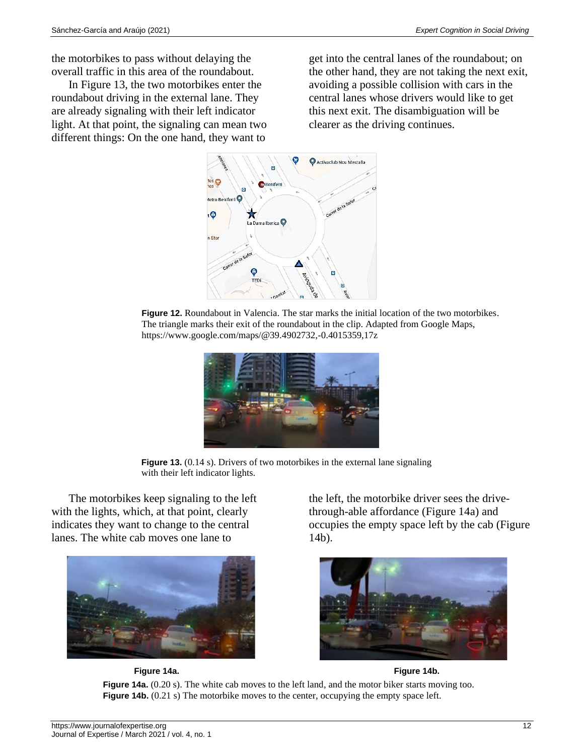the motorbikes to pass without delaying the overall traffic in this area of the roundabout.

In Figure 13, the two motorbikes enter the roundabout driving in the external lane. They are already signaling with their left indicator light. At that point, the signaling can mean two different things: On the one hand, they want to get into the central lanes of the roundabout; on the other hand, they are not taking the next exit, avoiding a possible collision with cars in the central lanes whose drivers would like to get this next exit. The disambiguation will be clearer as the driving continues.

**Figure 12.** Roundabout in Valencia. The star marks the initial location of the two motorbikes. The triangle marks their exit of the roundabout in the clip. Adapted from Google Maps, https://www.google.com/maps/@39.4902732,-0.4015359,17z

**Figure 13.** (0.14 s). Drivers of two motorbikes in the external lane signaling with their left indicator lights.

The motorbikes keep signaling to the left with the lights, which, at that point, clearly indicates they want to change to the central lanes. The white cab moves one lane to the left, the motorbike driver sees the drive-through-able affordance (Figure 14a) and occupies the empty space left by the cab (Figure 14b).

**Figure 14a.** (0.20 s). The white cab moves to the left land, and the motor biker starts moving too.
**Figure 14b.** (0.21 s) The motorbike moves to the center, occupying the empty space left.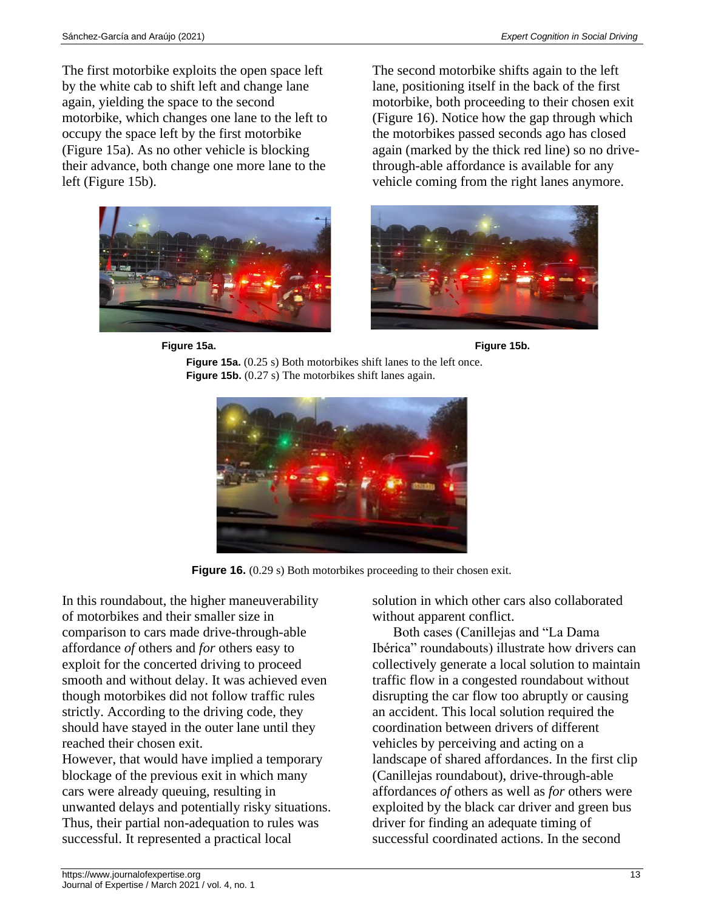The first motorbike exploits the open space left by the white cab to shift left and change lane again, yielding the space to the second motorbike, which changes one lane to the left to occupy the space left by the first motorbike (Figure 15a). As no other vehicle is blocking their advance, both change one more lane to the left (Figure 15b).

The second motorbike shifts again to the left lane, positioning itself in the back of the first motorbike, both proceeding to their chosen exit (Figure 16). Notice how the gap through which the motorbikes passed seconds ago has closed again (marked by the thick red line) so no drive-through-able affordance is available for any vehicle coming from the right lanes anymore.

**Figure 15a.**

**Figure 15b.**

**Figure 15a.** (0.25 s) Both motorbikes shift lanes to the left once.
**Figure 15b.** (0.27 s) The motorbikes shift lanes again.

**Figure 16.** (0.29 s) Both motorbikes proceeding to their chosen exit.

In this roundabout, the higher maneuverability of motorbikes and their smaller size in comparison to cars made drive-through-able affordance *of* others and *for* others easy to exploit for the concerted driving to proceed smooth and without delay. It was achieved even though motorbikes did not follow traffic rules strictly. According to the driving code, they should have stayed in the outer lane until they reached their chosen exit.
However, that would have implied a temporary blockage of the previous exit in which many cars were already queuing, resulting in unwanted delays and potentially risky situations. Thus, their partial non-adequation to rules was successful. It represented a practical local solution in which other cars also collaborated without apparent conflict.

Both cases (Canillejas and "La Dama Ibérica" roundabouts) illustrate how drivers can collectively generate a local solution to maintain traffic flow in a congested roundabout without disrupting the car flow too abruptly or causing an accident. This local solution required the coordination between drivers of different vehicles by perceiving and acting on a landscape of shared affordances. In the first clip (Canillejas roundabout), drive-through-able affordances *of* others as well as *for* others were exploited by the black car driver and green bus driver for finding an adequate timing of successful coordinated actions. In the second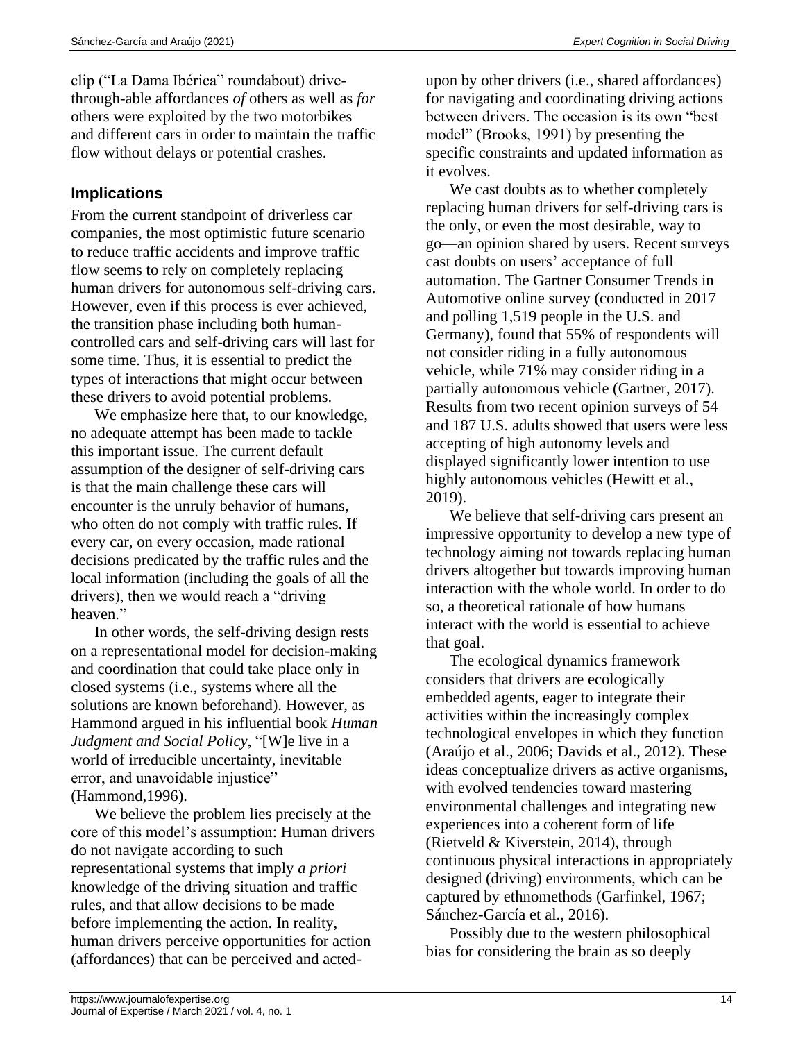clip ("La Dama Ibérica" roundabout) drive-through-able affordances *of* others as well as *for* others were exploited by the two motorbikes and different cars in order to maintain the traffic flow without delays or potential crashes.

## Implications

From the current standpoint of driverless car companies, the most optimistic future scenario to reduce traffic accidents and improve traffic flow seems to rely on completely replacing human drivers for autonomous self-driving cars. However, even if this process is ever achieved, the transition phase including both human-controlled cars and self-driving cars will last for some time. Thus, it is essential to predict the types of interactions that might occur between these drivers to avoid potential problems.

We emphasize here that, to our knowledge, no adequate attempt has been made to tackle this important issue. The current default assumption of the designer of self-driving cars is that the main challenge these cars will encounter is the unruly behavior of humans, who often do not comply with traffic rules. If every car, on every occasion, made rational decisions predicated by the traffic rules and the local information (including the goals of all the drivers), then we would reach a "driving heaven."

In other words, the self-driving design rests on a representational model for decision-making and coordination that could take place only in closed systems (i.e., systems where all the solutions are known beforehand). However, as Hammond argued in his influential book *Human Judgment and Social Policy*, "[W]e live in a world of irreducible uncertainty, inevitable error, and unavoidable injustice" (Hammond,1996).

We believe the problem lies precisely at the core of this model's assumption: Human drivers do not navigate according to such representational systems that imply *a priori* knowledge of the driving situation and traffic rules, and that allow decisions to be made before implementing the action. In reality, human drivers perceive opportunities for action (affordances) that can be perceived and acted-upon by other drivers (i.e., shared affordances) for navigating and coordinating driving actions between drivers. The occasion is its own "best model" (Brooks, 1991) by presenting the specific constraints and updated information as it evolves.

We cast doubts as to whether completely replacing human drivers for self-driving cars is the only, or even the most desirable, way to go—an opinion shared by users. Recent surveys cast doubts on users' acceptance of full automation. The Gartner Consumer Trends in Automotive online survey (conducted in 2017 and polling 1,519 people in the U.S. and Germany), found that 55% of respondents will not consider riding in a fully autonomous vehicle, while 71% may consider riding in a partially autonomous vehicle (Gartner, 2017). Results from two recent opinion surveys of 54 and 187 U.S. adults showed that users were less accepting of high autonomy levels and displayed significantly lower intention to use highly autonomous vehicles (Hewitt et al., 2019).

We believe that self-driving cars present an impressive opportunity to develop a new type of technology aiming not towards replacing human drivers altogether but towards improving human interaction with the whole world. In order to do so, a theoretical rationale of how humans interact with the world is essential to achieve that goal.

The ecological dynamics framework considers that drivers are ecologically embedded agents, eager to integrate their activities within the increasingly complex technological envelopes in which they function (Araújo et al., 2006; Davids et al., 2012). These ideas conceptualize drivers as active organisms, with evolved tendencies toward mastering environmental challenges and integrating new experiences into a coherent form of life (Rietveld & Kiverstein, 2014), through continuous physical interactions in appropriately designed (driving) environments, which can be captured by ethnomethods (Garfinkel, 1967; Sánchez-García et al., 2016).

Possibly due to the western philosophical bias for considering the brain as so deeply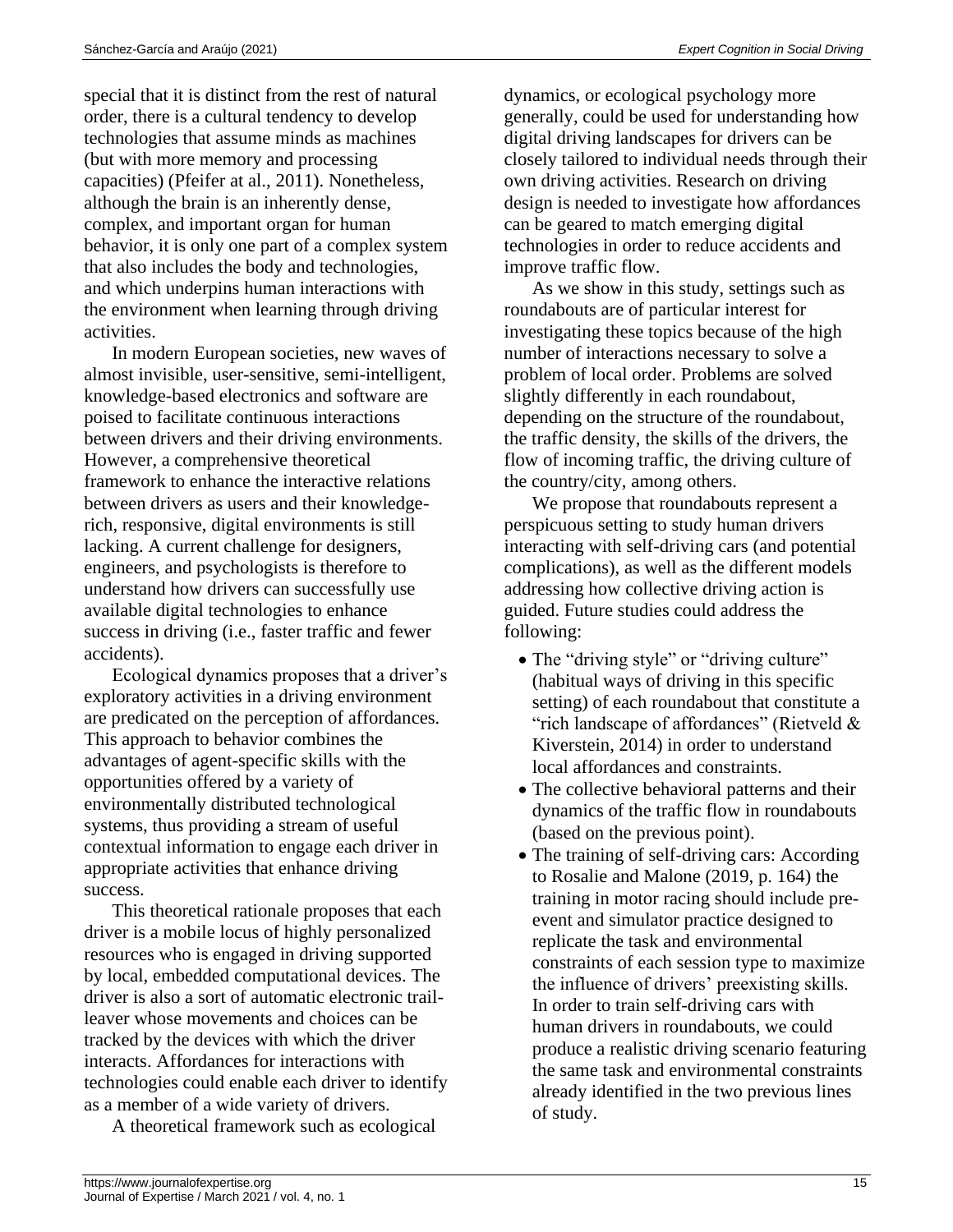special that it is distinct from the rest of natural order, there is a cultural tendency to develop technologies that assume minds as machines (but with more memory and processing capacities) (Pfeifer at al., 2011). Nonetheless, although the brain is an inherently dense, complex, and important organ for human behavior, it is only one part of a complex system that also includes the body and technologies, and which underpins human interactions with the environment when learning through driving activities.

In modern European societies, new waves of almost invisible, user-sensitive, semi-intelligent, knowledge-based electronics and software are poised to facilitate continuous interactions between drivers and their driving environments. However, a comprehensive theoretical framework to enhance the interactive relations between drivers as users and their knowledge-rich, responsive, digital environments is still lacking. A current challenge for designers, engineers, and psychologists is therefore to understand how drivers can successfully use available digital technologies to enhance success in driving (i.e., faster traffic and fewer accidents).

Ecological dynamics proposes that a driver's exploratory activities in a driving environment are predicated on the perception of affordances. This approach to behavior combines the advantages of agent-specific skills with the opportunities offered by a variety of environmentally distributed technological systems, thus providing a stream of useful contextual information to engage each driver in appropriate activities that enhance driving success.

This theoretical rationale proposes that each driver is a mobile locus of highly personalized resources who is engaged in driving supported by local, embedded computational devices. The driver is also a sort of automatic electronic trail-leaver whose movements and choices can be tracked by the devices with which the driver interacts. Affordances for interactions with technologies could enable each driver to identify as a member of a wide variety of drivers.

A theoretical framework such as ecological dynamics, or ecological psychology more generally, could be used for understanding how digital driving landscapes for drivers can be closely tailored to individual needs through their own driving activities. Research on driving design is needed to investigate how affordances can be geared to match emerging digital technologies in order to reduce accidents and improve traffic flow.

As we show in this study, settings such as roundabouts are of particular interest for investigating these topics because of the high number of interactions necessary to solve a problem of local order. Problems are solved slightly differently in each roundabout, depending on the structure of the roundabout, the traffic density, the skills of the drivers, the flow of incoming traffic, the driving culture of the country/city, among others.

We propose that roundabouts represent a perspicuous setting to study human drivers interacting with self-driving cars (and potential complications), as well as the different models addressing how collective driving action is guided. Future studies could address the following:

- The "driving style" or "driving culture" (habitual ways of driving in this specific setting) of each roundabout that constitute a "rich landscape of affordances" (Rietveld & Kiverstein, 2014) in order to understand local affordances and constraints.
- The collective behavioral patterns and their dynamics of the traffic flow in roundabouts (based on the previous point).
- The training of self-driving cars: According to Rosalie and Malone (2019, p. 164) the training in motor racing should include pre-event and simulator practice designed to replicate the task and environmental constraints of each session type to maximize the influence of drivers' preexisting skills. In order to train self-driving cars with human drivers in roundabouts, we could produce a realistic driving scenario featuring the same task and environmental constraints already identified in the two previous lines of study.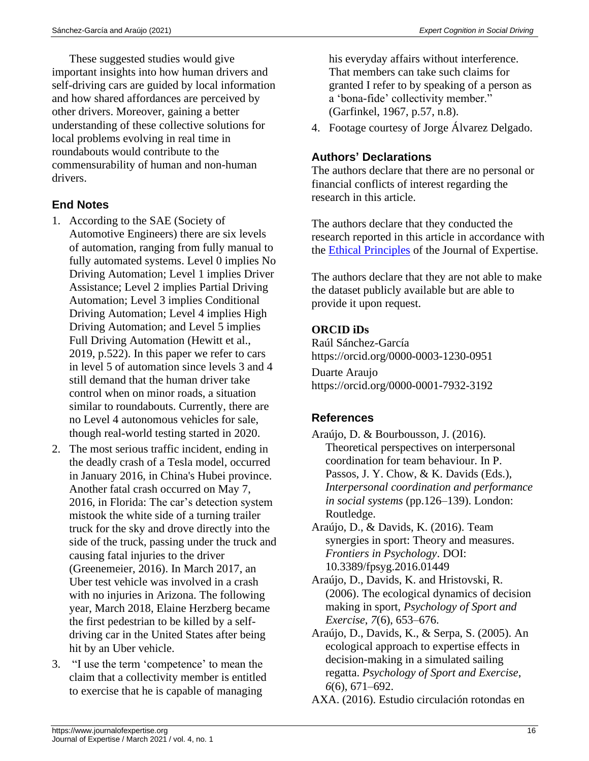These suggested studies would give important insights into how human drivers and self-driving cars are guided by local information and how shared affordances are perceived by other drivers. Moreover, gaining a better understanding of these collective solutions for local problems evolving in real time in roundabouts would contribute to the commensurability of human and non-human drivers.

## End Notes

1. According to the SAE (Society of Automotive Engineers) there are six levels of automation, ranging from fully manual to fully automated systems. Level 0 implies No Driving Automation; Level 1 implies Driver Assistance; Level 2 implies Partial Driving Automation; Level 3 implies Conditional Driving Automation; Level 4 implies High Driving Automation; and Level 5 implies Full Driving Automation (Hewitt et al., 2019, p.522). In this paper we refer to cars in level 5 of automation since levels 3 and 4 still demand that the human driver take control when on minor roads, a situation similar to roundabouts. Currently, there are no Level 4 autonomous vehicles for sale, though real-world testing started in 2020.
2. The most serious traffic incident, ending in the deadly crash of a Tesla model, occurred in January 2016, in China's Hubei province. Another fatal crash occurred on May 7, 2016, in Florida: The car's detection system mistook the white side of a turning trailer truck for the sky and drove directly into the side of the truck, passing under the truck and causing fatal injuries to the driver (Greenemeier, 2016). In March 2017, an Uber test vehicle was involved in a crash with no injuries in Arizona. The following year, March 2018, Elaine Herzberg became the first pedestrian to be killed by a self-driving car in the United States after being hit by an Uber vehicle.
3. "I use the term 'competence' to mean the claim that a collectivity member is entitled to exercise that he is capable of managing his everyday affairs without interference. That members can take such claims for granted I refer to by speaking of a person as a 'bona-fide' collectivity member." (Garfinkel, 1967, p.57, n.8).
4. Footage courtesy of Jorge Álvarez Delgado.

## Authors' Declarations

The authors declare that there are no personal or financial conflicts of interest regarding the research in this article.

The authors declare that they conducted the research reported in this article in accordance with the Ethical Principles of the Journal of Expertise.

The authors declare that they are not able to make the dataset publicly available but are able to provide it upon request.

### ORCID iDs

Raúl Sánchez-García
https://orcid.org/0000-0003-1230-0951

Duarte Araujo
https://orcid.org/0000-0001-7932-3192

## References

Araújo, D. & Bourbousson, J. (2016). Theoretical perspectives on interpersonal coordination for team behaviour. In P. Passos, J. Y. Chow, & K. Davids (Eds.), *Interpersonal coordination and performance in social systems* (pp.126–139). London: Routledge.

Araújo, D., & Davids, K. (2016). Team synergies in sport: Theory and measures. *Frontiers in Psychology*. DOI: 10.3389/fpsyg.2016.01449

Araújo, D., Davids, K. and Hristovski, R. (2006). The ecological dynamics of decision making in sport, *Psychology of Sport and Exercise*, *7*(6), 653–676.

Araújo, D., Davids, K., & Serpa, S. (2005). An ecological approach to expertise effects in decision-making in a simulated sailing regatta. *Psychology of Sport and Exercise*, *6*(6), 671–692.

AXA. (2016). Estudio circulación rotondas en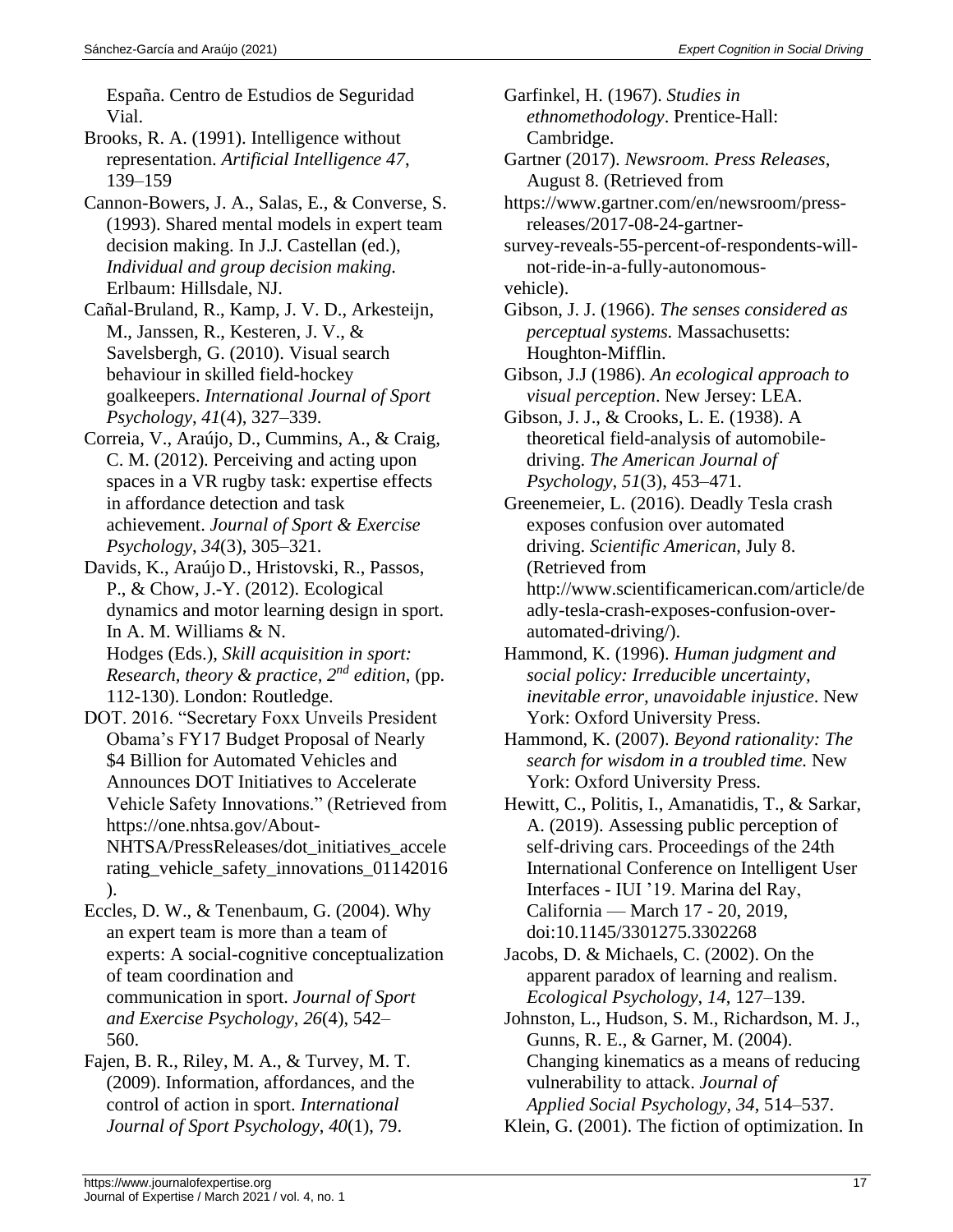España. Centro de Estudios de Seguridad Vial.

Brooks, R. A. (1991). Intelligence without representation. *Artificial Intelligence 47*, 139–159

Cannon-Bowers, J. A., Salas, E., & Converse, S. (1993). Shared mental models in expert team decision making. In J.J. Castellan (ed.), *Individual and group decision making.* Erlbaum: Hillsdale, NJ.

Cañal-Bruland, R., Kamp, J. V. D., Arkesteijn, M., Janssen, R., Kesteren, J. V., & Savelsbergh, G. (2010). Visual search behaviour in skilled field-hockey goalkeepers. *International Journal of Sport Psychology*, *41*(4), 327–339.

Correia, V., Araújo, D., Cummins, A., & Craig, C. M. (2012). Perceiving and acting upon spaces in a VR rugby task: expertise effects in affordance detection and task achievement. *Journal of Sport & Exercise Psychology*, *34*(3), 305–321.

Davids, K., Araújo D., Hristovski, R., Passos, P., & Chow, J.-Y. (2012). Ecological dynamics and motor learning design in sport. In A. M. Williams & N. Hodges (Eds.), *Skill acquisition in sport: Research, theory & practice, 2nd edition*, (pp. 112-130). London: Routledge.

DOT. 2016. "Secretary Foxx Unveils President Obama's FY17 Budget Proposal of Nearly $4 Billion for Automated Vehicles and Announces DOT Initiatives to Accelerate Vehicle Safety Innovations." (Retrieved from https://one.nhtsa.gov/About-NHTSA/PressReleases/dot_initiatives_accelerating_vehicle_safety_innovations_01142016).

Eccles, D. W., & Tenenbaum, G. (2004). Why an expert team is more than a team of experts: A social-cognitive conceptualization of team coordination and communication in sport. *Journal of Sport and Exercise Psychology*, *26*(4), 542–560.

Fajen, B. R., Riley, M. A., & Turvey, M. T. (2009). Information, affordances, and the control of action in sport. *International Journal of Sport Psychology*, *40*(1), 79.

Garfinkel, H. (1967). *Studies in ethnomethodology*. Prentice-Hall: Cambridge.

Gartner (2017). *Newsroom. Press Releases*, August 8. (Retrieved from https://www.gartner.com/en/newsroom/press-releases/2017-08-24-gartner-survey-reveals-55-percent-of-respondents-will-not-ride-in-a-fully-autonomous-vehicle).

Gibson, J. J. (1966). *The senses considered as perceptual systems.* Massachusetts: Houghton-Mifflin.

Gibson, J.J (1986). *An ecological approach to visual perception*. New Jersey: LEA.

Gibson, J. J., & Crooks, L. E. (1938). A theoretical field-analysis of automobile-driving. *The American Journal of Psychology*, *51*(3), 453–471.

Greenemeier, L. (2016). Deadly Tesla crash exposes confusion over automated driving. *Scientific American*, July 8. (Retrieved from http://www.scientificamerican.com/article/deadly-tesla-crash-exposes-confusion-over-automated-driving/).

Hammond, K. (1996). *Human judgment and social policy: Irreducible uncertainty, inevitable error, unavoidable injustice*. New York: Oxford University Press.

Hammond, K. (2007). *Beyond rationality: The search for wisdom in a troubled time.* New York: Oxford University Press.

Hewitt, C., Politis, I., Amanatidis, T., & Sarkar, A. (2019). Assessing public perception of self-driving cars. Proceedings of the 24th International Conference on Intelligent User Interfaces - IUI '19. Marina del Ray, California — March 17 - 20, 2019, doi:10.1145/3301275.3302268

Jacobs, D. & Michaels, C. (2002). On the apparent paradox of learning and realism. *Ecological Psychology*, *14*, 127–139.

Johnston, L., Hudson, S. M., Richardson, M. J., Gunns, R. E., & Garner, M. (2004). Changing kinematics as a means of reducing vulnerability to attack. *Journal of Applied Social Psychology*, *34*, 514–537.

Klein, G. (2001). The fiction of optimization. In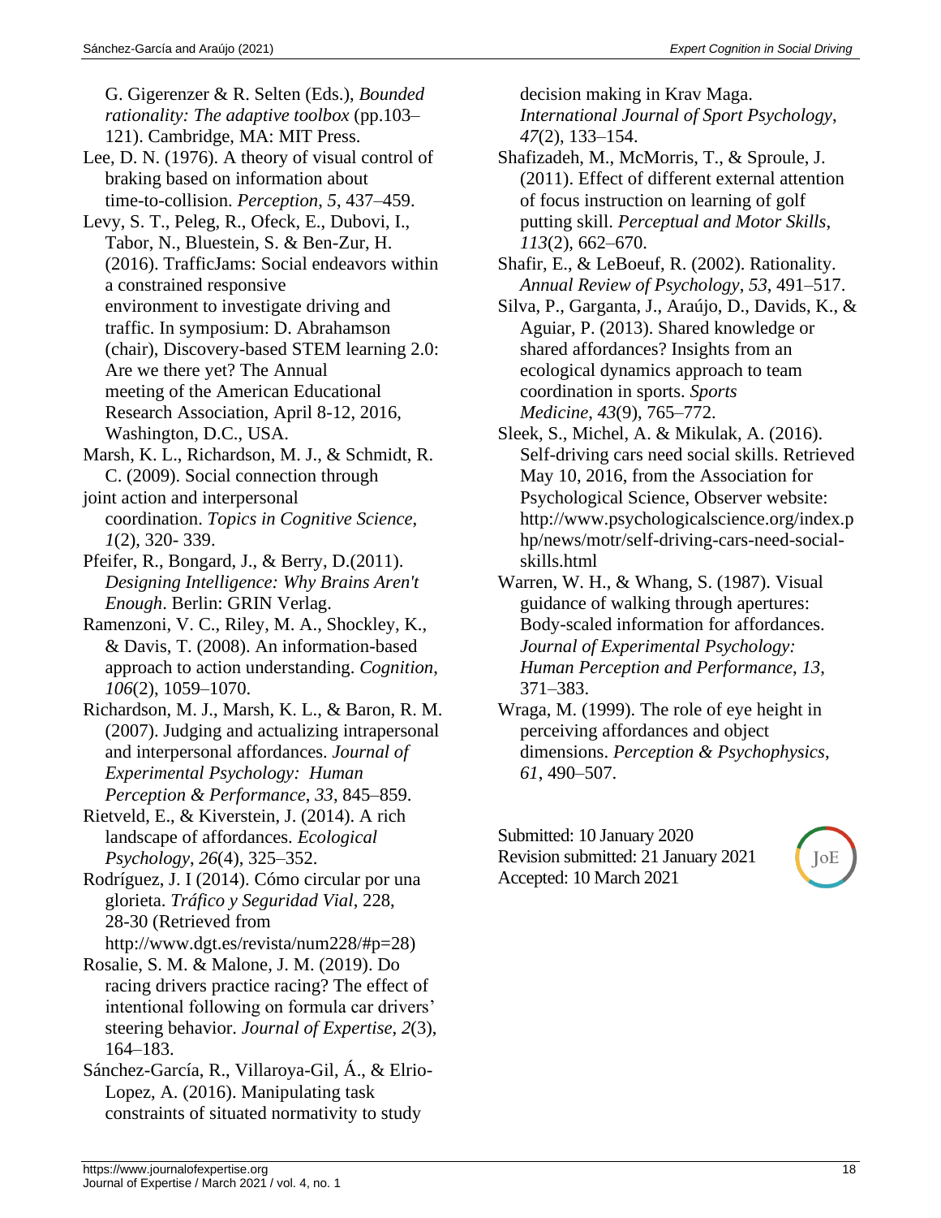G. Gigerenzer & R. Selten (Eds.), *Bounded rationality: The adaptive toolbox* (pp.103–121). Cambridge, MA: MIT Press.

Lee, D. N. (1976). A theory of visual control of braking based on information about time-to-collision. *Perception*, *5*, 437–459.

Levy, S. T., Peleg, R., Ofeck, E., Dubovi, I., Tabor, N., Bluestein, S. & Ben-Zur, H. (2016). TrafficJams: Social endeavors within a constrained responsive environment to investigate driving and traffic. In symposium: D. Abrahamson (chair), Discovery-based STEM learning 2.0: Are we there yet? The Annual meeting of the American Educational Research Association, April 8-12, 2016, Washington, D.C., USA.

Marsh, K. L., Richardson, M. J., & Schmidt, R. C. (2009). Social connection through joint action and interpersonal coordination. *Topics in Cognitive Science*, *1*(2), 320- 339.

Pfeifer, R., Bongard, J., & Berry, D.(2011). *Designing Intelligence: Why Brains Aren't Enough*. Berlin: GRIN Verlag.

Ramenzoni, V. C., Riley, M. A., Shockley, K., & Davis, T. (2008). An information-based approach to action understanding. *Cognition*, *106*(2), 1059–1070.

Richardson, M. J., Marsh, K. L., & Baron, R. M. (2007). Judging and actualizing intrapersonal and interpersonal affordances. *Journal of Experimental Psychology: Human Perception & Performance*, *33*, 845–859.

Rietveld, E., & Kiverstein, J. (2014). A rich landscape of affordances. *Ecological Psychology*, *26*(4), 325–352.

Rodríguez, J. I (2014). Cómo circular por una glorieta. *Tráfico y Seguridad Vial*, 228, 28-30 (Retrieved from http://www.dgt.es/revista/num228/#p=28)

Rosalie, S. M. & Malone, J. M. (2019). Do racing drivers practice racing? The effect of intentional following on formula car drivers' steering behavior. *Journal of Expertise*, *2*(3), 164–183.

Sánchez-García, R., Villaroya-Gil, Á., & Elrio-Lopez, A. (2016). Manipulating task constraints of situated normativity to study decision making in Krav Maga. *International Journal of Sport Psychology*, *47*(2), 133–154.

Shafizadeh, M., McMorris, T., & Sproule, J. (2011). Effect of different external attention of focus instruction on learning of golf putting skill. *Perceptual and Motor Skills*, *113*(2), 662–670.

Shafir, E., & LeBoeuf, R. (2002). Rationality. *Annual Review of Psychology*, *53*, 491–517.

Silva, P., Garganta, J., Araújo, D., Davids, K., & Aguiar, P. (2013). Shared knowledge or shared affordances? Insights from an ecological dynamics approach to team coordination in sports. *Sports Medicine*, *43*(9), 765–772.

Sleek, S., Michel, A. & Mikulak, A. (2016). Self-driving cars need social skills. Retrieved May 10, 2016, from the Association for Psychological Science, Observer website: http://www.psychologicalscience.org/index.php/news/motr/self-driving-cars-need-social-skills.html

Warren, W. H., & Whang, S. (1987). Visual guidance of walking through apertures: Body-scaled information for affordances. *Journal of Experimental Psychology: Human Perception and Performance, 13*, 371–383.

Wraga, M. (1999). The role of eye height in perceiving affordances and object dimensions. *Perception & Psychophysics*, *61*, 490–507.

Submitted: 10 January 2020
Revision submitted: 21 January 2021
Accepted: 10 March 2021